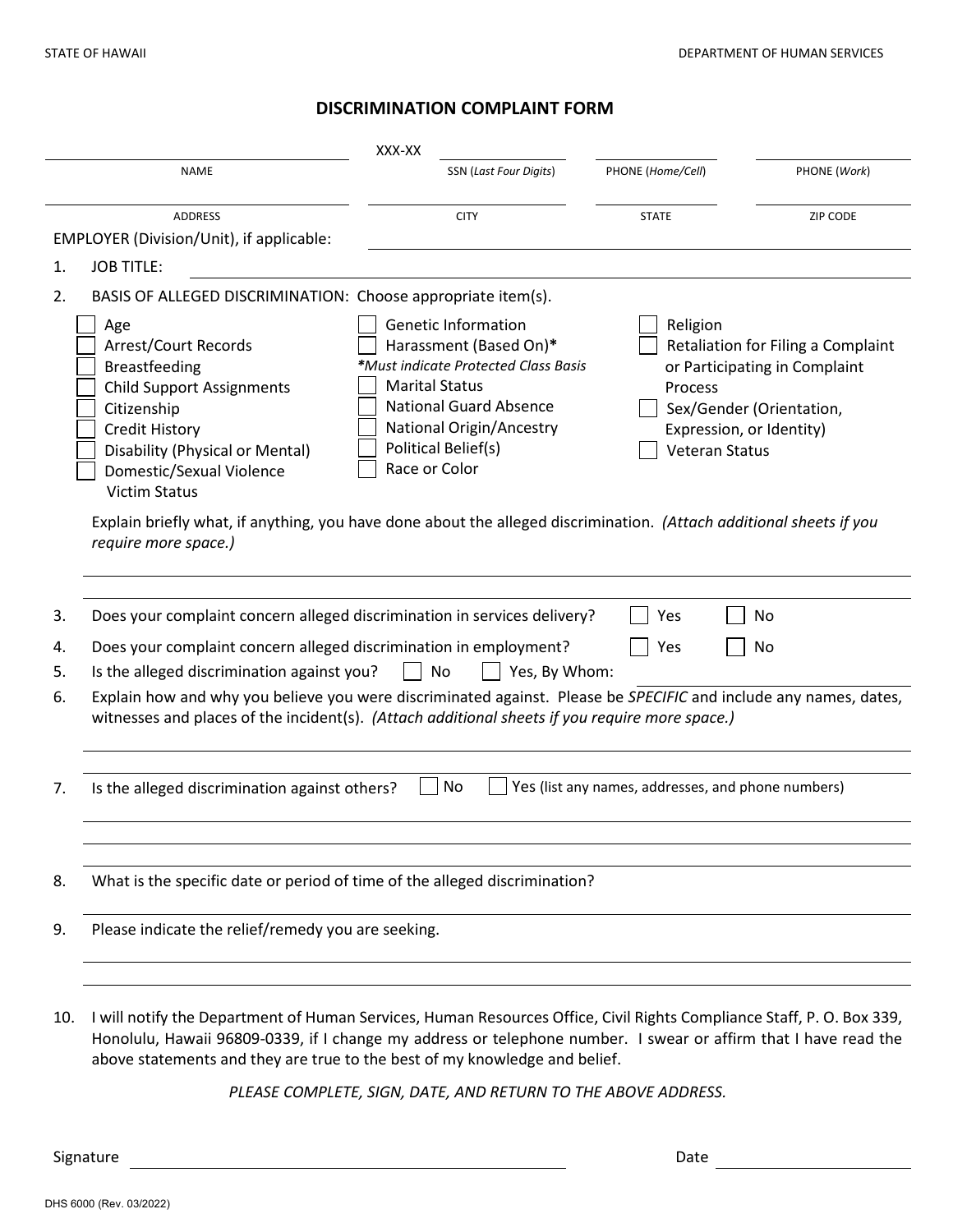STATE OF HAWAII DEPARTMENT OF HUMAN SERVICES

# DISCRIMINATION COMPLAINT FORM

| NAME | SSN (*Last Four Digits*) | PHONE (*Home/Cell*) | PHONE (*Work*) |
|---|---|---|---|
| | XXX-XX | | |

| ADDRESS | CITY | STATE | ZIP CODE |
|---|---|---|---|
| | | | |

EMPLOYER (Division/Unit), if applicable: \_\_\_\_\_\_\_\_\_\_\_\_\_\_\_\_\_\_\_\_

1. JOB TITLE: \_\_\_\_\_\_\_\_\_\_\_\_\_\_\_\_\_\_\_\_

2. BASIS OF ALLEGED DISCRIMINATION: Choose appropriate item(s).

   - ☐ Age
   - ☐ Arrest/Court Records
   - ☐ Breastfeeding
   - ☐ Child Support Assignments
   - ☐ Citizenship
   - ☐ Credit History
   - ☐ Disability (Physical or Mental)
   - ☐ Domestic/Sexual Violence Victim Status
   - ☐ Genetic Information
   - ☐ Harassment (Based On)*
     *\*Must indicate Protected Class Basis*
   - ☐ Marital Status
   - ☐ National Guard Absence
   - ☐ National Origin/Ancestry
   - ☐ Political Belief(s)
   - ☐ Race or Color
   - ☐ Religion
   - ☐ Retaliation for Filing a Complaint or Participating in Complaint Process
   - ☐ Sex/Gender (Orientation, Expression, or Identity)
   - ☐ Veteran Status

   Explain briefly what, if anything, you have done about the alleged discrimination. *(Attach additional sheets if you require more space.)*

   \_\_\_\_\_\_\_\_\_\_\_\_\_\_\_\_\_\_\_\_

3. Does your complaint concern alleged discrimination in services delivery? ☐ Yes ☐ No

4. Does your complaint concern alleged discrimination in employment? ☐ Yes ☐ No

5. Is the alleged discrimination against you? ☐ No ☐ Yes, By Whom: \_\_\_\_\_\_\_\_\_\_

6. Explain how and why you believe you were discriminated against. Please be *SPECIFIC* and include any names, dates, witnesses and places of the incident(s). *(Attach additional sheets if you require more space.)*

   \_\_\_\_\_\_\_\_\_\_\_\_\_\_\_\_\_\_\_\_

7. Is the alleged discrimination against others? ☐ No ☐ Yes (list any names, addresses, and phone numbers)

   \_\_\_\_\_\_\_\_\_\_\_\_\_\_\_\_\_\_\_\_

8. What is the specific date or period of time of the alleged discrimination?

   \_\_\_\_\_\_\_\_\_\_\_\_\_\_\_\_\_\_\_\_

9. Please indicate the relief/remedy you are seeking.

   \_\_\_\_\_\_\_\_\_\_\_\_\_\_\_\_\_\_\_\_

10. I will notify the Department of Human Services, Human Resources Office, Civil Rights Compliance Staff, P. O. Box 339, Honolulu, Hawaii 96809-0339, if I change my address or telephone number. I swear or affirm that I have read the above statements and they are true to the best of my knowledge and belief.

*PLEASE COMPLETE, SIGN, DATE, AND RETURN TO THE ABOVE ADDRESS.*

Signature \_\_\_\_\_\_\_\_\_\_\_\_\_\_\_\_\_\_\_\_ Date \_\_\_\_\_\_\_\_\_\_

DHS 6000 (Rev. 03/2022)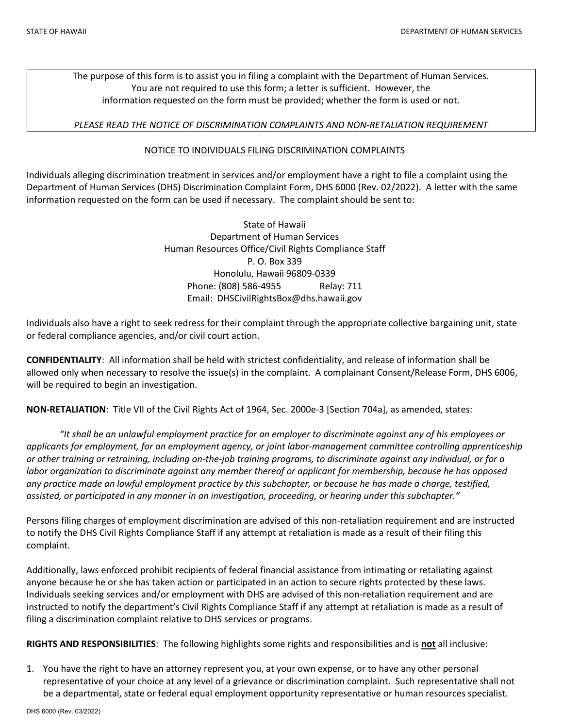The purpose of this form is to assist you in filing a complaint with the Department of Human Services. You are not required to use this form; a letter is sufficient. However, the information requested on the form must be provided; whether the form is used or not.

*PLEASE READ THE NOTICE OF DISCRIMINATION COMPLAINTS AND NON-RETALIATION REQUIREMENT*

## NOTICE TO INDIVIDUALS FILING DISCRIMINATION COMPLAINTS

Individuals alleging discrimination treatment in services and/or employment have a right to file a complaint using the Department of Human Services (DHS) Discrimination Complaint Form, DHS 6000 (Rev. 02/2022). A letter with the same information requested on the form can be used if necessary. The complaint should be sent to:

State of Hawaii
Department of Human Services
Human Resources Office/Civil Rights Compliance Staff
P. O. Box 339
Honolulu, Hawaii 96809-0339
Phone: (808) 586-4955 Relay: 711
Email: DHSCivilRightsBox@dhs.hawaii.gov

Individuals also have a right to seek redress for their complaint through the appropriate collective bargaining unit, state or federal compliance agencies, and/or civil court action.

**CONFIDENTIALITY**: All information shall be held with strictest confidentiality, and release of information shall be allowed only when necessary to resolve the issue(s) in the complaint. A complainant Consent/Release Form, DHS 6006, will be required to begin an investigation.

**NON-RETALIATION**: Title VII of the Civil Rights Act of 1964, Sec. 2000e-3 [Section 704a], as amended, states:

*"It shall be an unlawful employment practice for an employer to discriminate against any of his employees or applicants for employment, for an employment agency, or joint labor-management committee controlling apprenticeship or other training or retraining, including on-the-job training programs, to discriminate against any individual, or for a labor organization to discriminate against any member thereof or applicant for membership, because he has opposed any practice made an lawful employment practice by this subchapter, or because he has made a charge, testified, assisted, or participated in any manner in an investigation, proceeding, or hearing under this subchapter."*

Persons filing charges of employment discrimination are advised of this non-retaliation requirement and are instructed to notify the DHS Civil Rights Compliance Staff if any attempt at retaliation is made as a result of their filing this complaint.

Additionally, laws enforced prohibit recipients of federal financial assistance from intimating or retaliating against anyone because he or she has taken action or participated in an action to secure rights protected by these laws. Individuals seeking services and/or employment with DHS are advised of this non-retaliation requirement and are instructed to notify the department's Civil Rights Compliance Staff if any attempt at retaliation is made as a result of filing a discrimination complaint relative to DHS services or programs.

**RIGHTS AND RESPONSIBILITIES**: The following highlights some rights and responsibilities and is **not** all inclusive:

1. You have the right to have an attorney represent you, at your own expense, or to have any other personal representative of your choice at any level of a grievance or discrimination complaint. Such representative shall not be a departmental, state or federal equal employment opportunity representative or human resources specialist.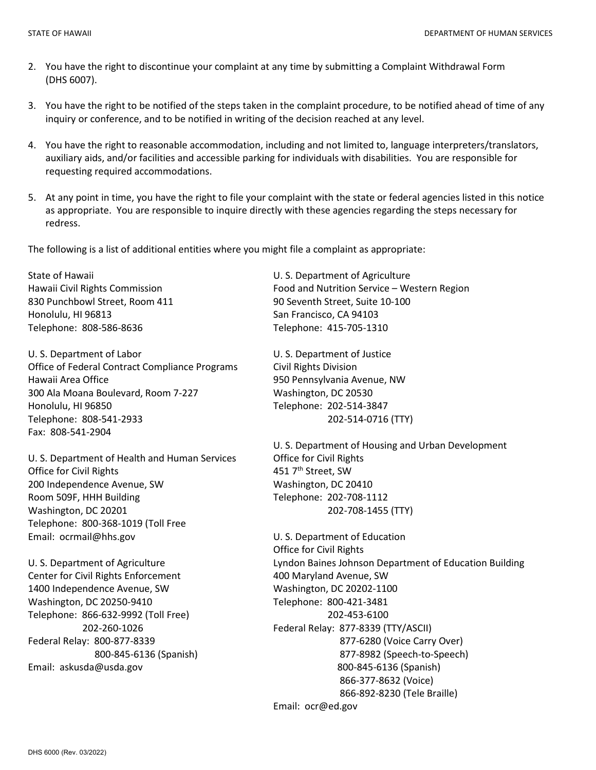2. You have the right to discontinue your complaint at any time by submitting a Complaint Withdrawal Form (DHS 6007).

3. You have the right to be notified of the steps taken in the complaint procedure, to be notified ahead of time of any inquiry or conference, and to be notified in writing of the decision reached at any level.

4. You have the right to reasonable accommodation, including and not limited to, language interpreters/translators, auxiliary aids, and/or facilities and accessible parking for individuals with disabilities. You are responsible for requesting required accommodations.

5. At any point in time, you have the right to file your complaint with the state or federal agencies listed in this notice as appropriate. You are responsible to inquire directly with these agencies regarding the steps necessary for redress.

The following is a list of additional entities where you might file a complaint as appropriate:

State of Hawaii
Hawaii Civil Rights Commission
830 Punchbowl Street, Room 411
Honolulu, HI 96813
Telephone: 808-586-8636

U. S. Department of Labor
Office of Federal Contract Compliance Programs
Hawaii Area Office
300 Ala Moana Boulevard, Room 7-227
Honolulu, HI 96850
Telephone: 808-541-2933
Fax: 808-541-2904

U. S. Department of Health and Human Services
Office for Civil Rights
200 Independence Avenue, SW
Room 509F, HHH Building
Washington, DC 20201
Telephone: 800-368-1019 (Toll Free
Email: ocrmail@hhs.gov

U. S. Department of Agriculture
Center for Civil Rights Enforcement
1400 Independence Avenue, SW
Washington, DC 20250-9410
Telephone: 866-632-9992 (Toll Free)
202-260-1026
Federal Relay: 800-877-8339
800-845-6136 (Spanish)
Email: askusda@usda.gov

U. S. Department of Agriculture
Food and Nutrition Service – Western Region
90 Seventh Street, Suite 10-100
San Francisco, CA 94103
Telephone: 415-705-1310

U. S. Department of Justice
Civil Rights Division
950 Pennsylvania Avenue, NW
Washington, DC 20530
Telephone: 202-514-3847
202-514-0716 (TTY)

U. S. Department of Housing and Urban Development
Office for Civil Rights
451 7th Street, SW
Washington, DC 20410
Telephone: 202-708-1112
202-708-1455 (TTY)

U. S. Department of Education
Office for Civil Rights
Lyndon Baines Johnson Department of Education Building
400 Maryland Avenue, SW
Washington, DC 20202-1100
Telephone: 800-421-3481
202-453-6100
Federal Relay: 877-8339 (TTY/ASCII)
877-6280 (Voice Carry Over)
877-8982 (Speech-to-Speech)
800-845-6136 (Spanish)
866-377-8632 (Voice)
866-892-8230 (Tele Braille)
Email: ocr@ed.gov

DHS 6000 (Rev. 03/2022)